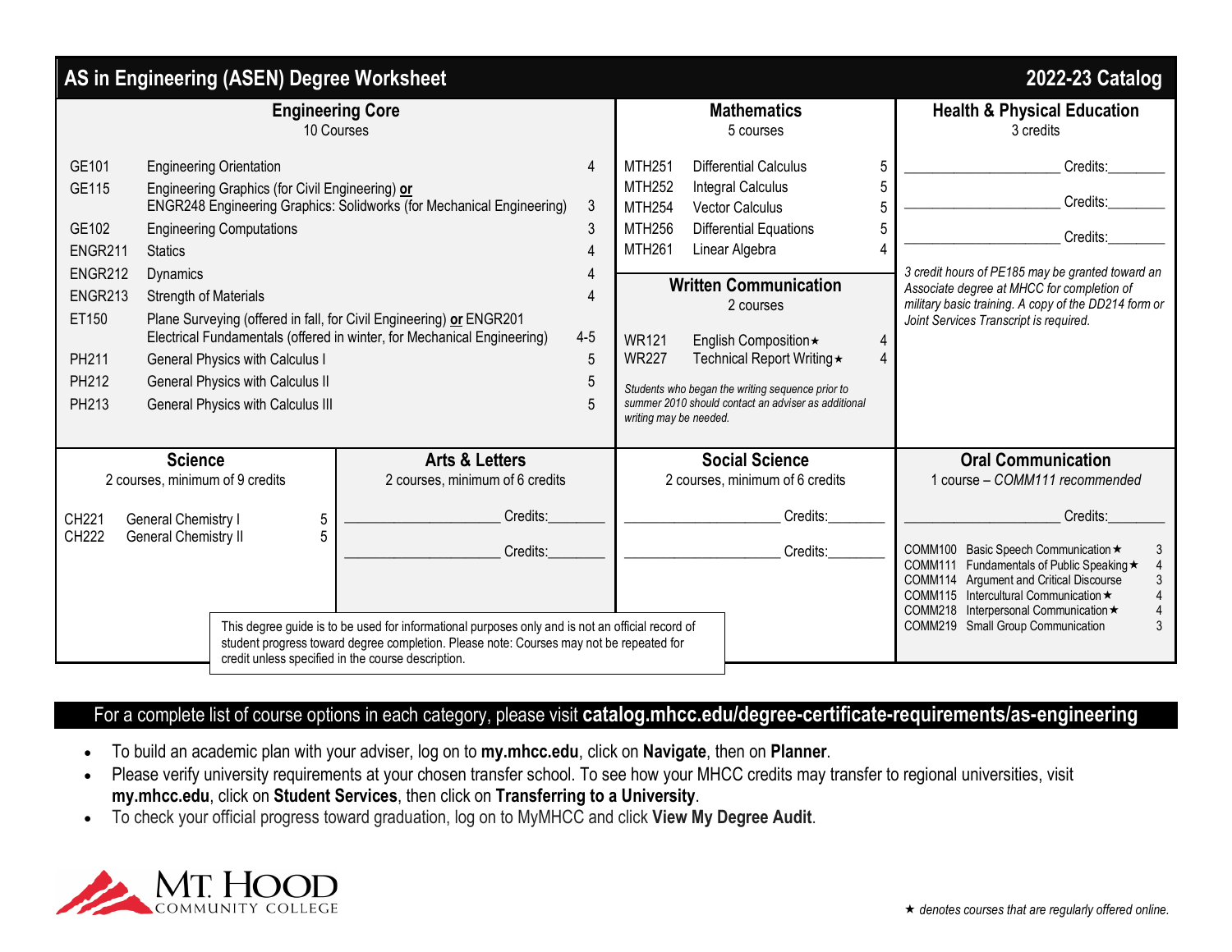# AS in Engineering (ASEN) Degree Worksheet

**2022-23 Catalog**

## Engineering Core

10 Courses

| Course | Title | Credits |
|---|---|---|
| GE101 | Engineering Orientation | 4 |
| GE115 | Engineering Graphics (for Civil Engineering) **or** ENGR248 Engineering Graphics: Solidworks (for Mechanical Engineering) | 3 |
| GE102 | Engineering Computations | 3 |
| ENGR211 | Statics | 4 |
| ENGR212 | Dynamics | 4 |
| ENGR213 | Strength of Materials | 4 |
| ET150 | Plane Surveying (offered in fall, for Civil Engineering) **or** ENGR201 Electrical Fundamentals (offered in winter, for Mechanical Engineering) | 4-5 |
| PH211 | General Physics with Calculus I | 5 |
| PH212 | General Physics with Calculus II | 5 |
| PH213 | General Physics with Calculus III | 5 |

## Mathematics

5 courses

| Course | Title | Credits |
|---|---|---|
| MTH251 | Differential Calculus | 5 |
| MTH252 | Integral Calculus | 5 |
| MTH254 | Vector Calculus | 5 |
| MTH256 | Differential Equations | 5 |
| MTH261 | Linear Algebra | 4 |

## Written Communication

2 courses

| Course | Title | Credits |
|---|---|---|
| WR121 | English Composition ★ | 4 |
| WR227 | Technical Report Writing ★ | 4 |

*Students who began the writing sequence prior to summer 2010 should contact an adviser as additional writing may be needed.*

## Health & Physical Education

3 credits

____________________ Credits:________

____________________ Credits:________

____________________ Credits:________

*3 credit hours of PE185 may be granted toward an Associate degree at MHCC for completion of military basic training. A copy of the DD214 form or Joint Services Transcript is required.*

## Science

2 courses, minimum of 9 credits

| Course | Title | Credits |
|---|---|---|
| CH221 | General Chemistry I | 5 |
| CH222 | General Chemistry II | 5 |

## Arts & Letters

2 courses, minimum of 6 credits

____________________ Credits:________

____________________ Credits:________

## Social Science

2 courses, minimum of 6 credits

____________________ Credits:________

____________________ Credits:________

## Oral Communication

1 course – *COMM111 recommended*

____________________ Credits:________

| Course | Title | Credits |
|---|---|---|
| COMM100 | Basic Speech Communication ★ | 3 |
| COMM111 | Fundamentals of Public Speaking ★ | 4 |
| COMM114 | Argument and Critical Discourse | 3 |
| COMM115 | Intercultural Communication ★ | 4 |
| COMM218 | Interpersonal Communication ★ | 4 |
| COMM219 | Small Group Communication | 3 |

This degree guide is to be used for informational purposes only and is not an official record of student progress toward degree completion. Please note: Courses may not be repeated for credit unless specified in the course description.

For a complete list of course options in each category, please visit **catalog.mhcc.edu/degree-certificate-requirements/as-engineering**

- To build an academic plan with your adviser, log on to **my.mhcc.edu**, click on **Navigate**, then on **Planner**.
- Please verify university requirements at your chosen transfer school. To see how your MHCC credits may transfer to regional universities, visit **my.mhcc.edu**, click on **Student Services**, then click on **Transferring to a University**.
- To check your official progress toward graduation, log on to MyMHCC and click **View My Degree Audit**.

MT. HOOD COMMUNITY COLLEGE

*★ denotes courses that are regularly offered online.*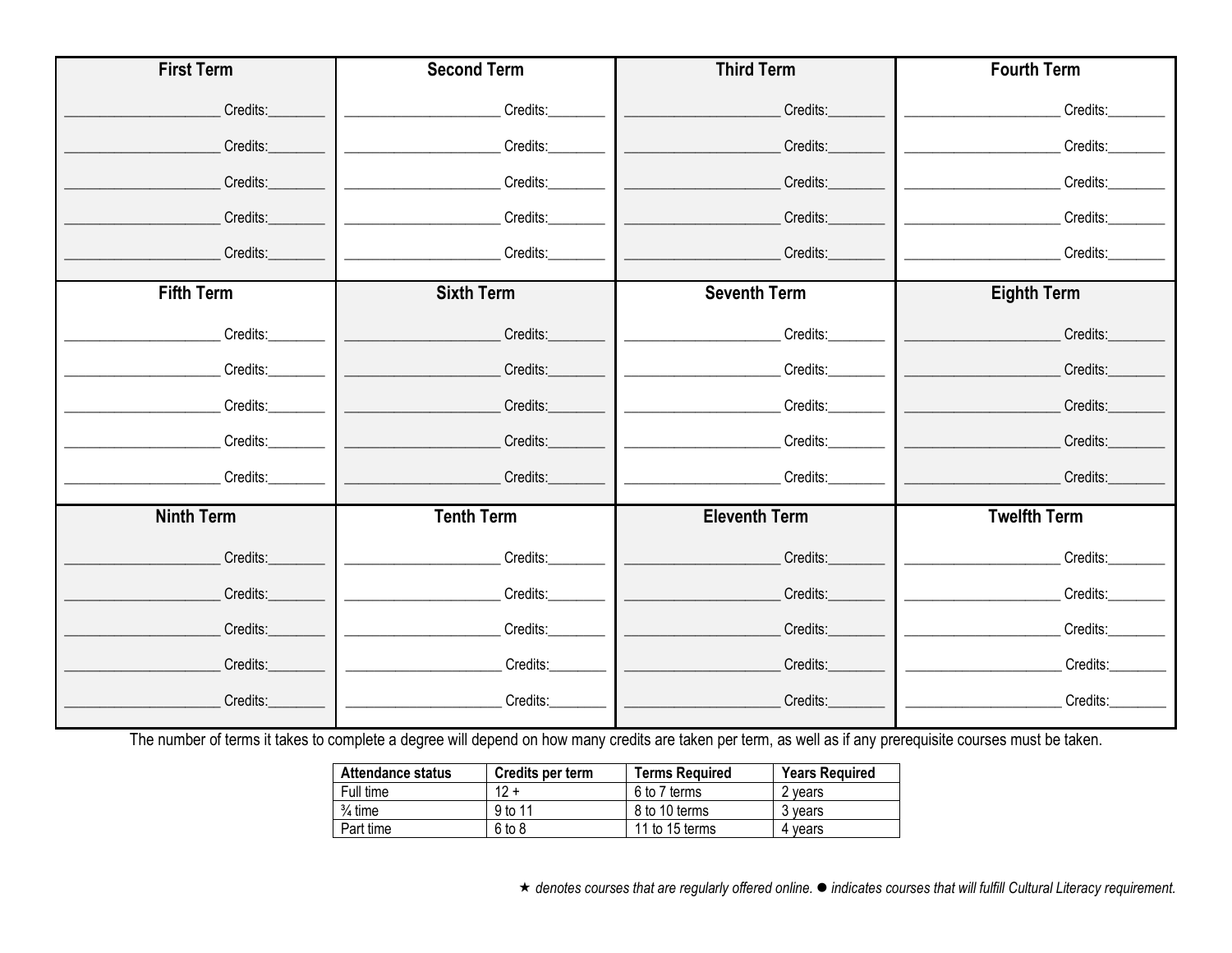| First Term | Second Term | Third Term | Fourth Term |
| --- | --- | --- | --- |
| ____________________ Credits:________ | ____________________ Credits:________ | ____________________ Credits:________ | ____________________ Credits:________ |
| ____________________ Credits:________ | ____________________ Credits:________ | ____________________ Credits:________ | ____________________ Credits:________ |
| ____________________ Credits:________ | ____________________ Credits:________ | ____________________ Credits:________ | ____________________ Credits:________ |
| ____________________ Credits:________ | ____________________ Credits:________ | ____________________ Credits:________ | ____________________ Credits:________ |
| ____________________ Credits:________ | ____________________ Credits:________ | ____________________ Credits:________ | ____________________ Credits:________ |
| **Fifth Term** | **Sixth Term** | **Seventh Term** | **Eighth Term** |
| ____________________ Credits:________ | ____________________ Credits:________ | ____________________ Credits:________ | ____________________ Credits:________ |
| ____________________ Credits:________ | ____________________ Credits:________ | ____________________ Credits:________ | ____________________ Credits:________ |
| ____________________ Credits:________ | ____________________ Credits:________ | ____________________ Credits:________ | ____________________ Credits:________ |
| ____________________ Credits:________ | ____________________ Credits:________ | ____________________ Credits:________ | ____________________ Credits:________ |
| ____________________ Credits:________ | ____________________ Credits:________ | ____________________ Credits:________ | ____________________ Credits:________ |
| **Ninth Term** | **Tenth Term** | **Eleventh Term** | **Twelfth Term** |
| ____________________ Credits:________ | ____________________ Credits:________ | ____________________ Credits:________ | ____________________ Credits:________ |
| ____________________ Credits:________ | ____________________ Credits:________ | ____________________ Credits:________ | ____________________ Credits:________ |
| ____________________ Credits:________ | ____________________ Credits:________ | ____________________ Credits:________ | ____________________ Credits:________ |
| ____________________ Credits:________ | ____________________ Credits:________ | ____________________ Credits:________ | ____________________ Credits:________ |
| ____________________ Credits:________ | ____________________ Credits:________ | ____________________ Credits:________ | ____________________ Credits:________ |

The number of terms it takes to complete a degree will depend on how many credits are taken per term, as well as if any prerequisite courses must be taken.

| Attendance status | Credits per term | Terms Required | Years Required |
| --- | --- | --- | --- |
| Full time | 12 + | 6 to 7 terms | 2 years |
| ¾ time | 9 to 11 | 8 to 10 terms | 3 years |
| Part time | 6 to 8 | 11 to 15 terms | 4 years |

★ *denotes courses that are regularly offered online.* ● *indicates courses that will fulfill Cultural Literacy requirement.*